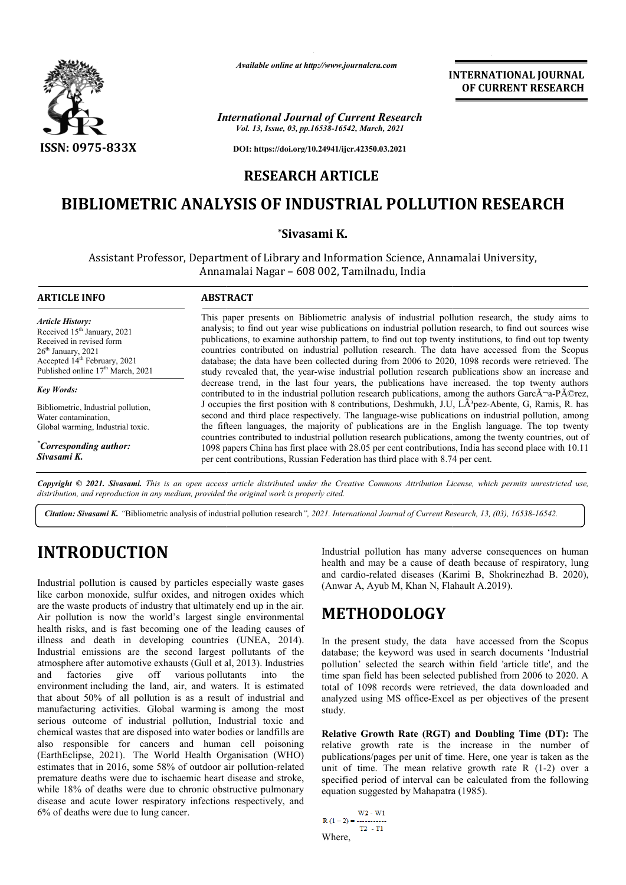*Available online at http://www.journalcra.com*

*International Journal of Current Research*
*Vol. 13, Issue, 03, pp.16538-16542, March, 2021*

**DOI: https://doi.org/10.24941/ijcr.42350.03.2021**

**ISSN: 0975-833X**

**INTERNATIONAL JOURNAL OF CURRENT RESEARCH**

## RESEARCH ARTICLE

# BIBLIOMETRIC ANALYSIS OF INDUSTRIAL POLLUTION RESEARCH

**\*Sivasami K.**

Assistant Professor, Department of Library and Information Science, Annamalai University, Annamalai Nagar – 608 002, Tamilnadu, India

### ARTICLE INFO

*Article History:*
Received 15th January, 2021
Received in revised form
26th January, 2021
Accepted 14th February, 2021
Published online 17th March, 2021

*Key Words:*

Bibliometric, Industrial pollution, Water contamination, Global warming, Industrial toxic.

*\*Corresponding author:*
*Sivasami K.*

### ABSTRACT

This paper presents on Bibliometric analysis of industrial pollution research, the study aims to analysis; to find out year wise publications on industrial pollution research, to find out sources wise publications, to examine authorship pattern, to find out top twenty institutions, to find out top twenty countries contributed on industrial pollution research. The data have accessed from the Scopus database; the data have been collected during from 2006 to 2020, 1098 records were retrieved. The study revealed that, the year-wise industrial pollution research publications show an increase and decrease trend, in the last four years, the publications have increased. the top twenty authors contributed to in the industrial pollution research publications, among the authors GarcÃ¬a-PÃ©rez, J occupies the first position with 8 contributions, Deshmukh, J.U, LÃ³pez-Abente, G, Ramis, R. has second and third place respectively. The language-wise publications on industrial pollution, among the fifteen languages, the majority of publications are in the English language. The top twenty countries contributed to industrial pollution research publications, among the twenty countries, out of 1098 papers China has first place with 28.05 per cent contributions, India has second place with 10.11 per cent contributions, Russian Federation has third place with 8.74 per cent.

*Copyright © 2021. Sivasami. This is an open access article distributed under the Creative Commons Attribution License, which permits unrestricted use, distribution, and reproduction in any medium, provided the original work is properly cited.*

***Citation: Sivasami K.** "Bibliometric analysis of industrial pollution research", 2021. International Journal of Current Research, 13, (03), 16538-16542.*

# INTRODUCTION

Industrial pollution is caused by particles especially waste gases like carbon monoxide, sulfur oxides, and nitrogen oxides which are the waste products of industry that ultimately end up in the air. Air pollution is now the world's largest single environmental health risks, and is fast becoming one of the leading causes of illness and death in developing countries (UNEA, 2014). Industrial emissions are the second largest pollutants of the atmosphere after automotive exhausts (Gull et al, 2013). Industries and factories give off various pollutants into the environment including the land, air, and waters. It is estimated that about 50% of all pollution is as a result of industrial and manufacturing activities. Global warming is among the most serious outcome of industrial pollution, Industrial toxic and chemical wastes that are disposed into water bodies or landfills are also responsible for cancers and human cell poisoning (EarthEclipse, 2021). The World Health Organisation (WHO) estimates that in 2016, some 58% of outdoor air pollution-related premature deaths were due to ischaemic heart disease and stroke, while 18% of deaths were due to chronic obstructive pulmonary disease and acute lower respiratory infections respectively, and 6% of deaths were due to lung cancer.

Industrial pollution has many adverse consequences on human health and may be a cause of death because of respiratory, lung and cardio-related diseases (Karimi B, Shokrinezhad B. 2020), (Anwar A, Ayub M, Khan N, Flahault A.2019).

# METHODOLOGY

In the present study, the data have accessed from the Scopus database; the keyword was used in search documents 'Industrial pollution' selected the search within field 'article title', and the time span field has been selected published from 2006 to 2020. A total of 1098 records were retrieved, the data downloaded and analyzed using MS office-Excel as per objectives of the present study.

**Relative Growth Rate (RGT) and Doubling Time (DT):** The relative growth rate is the increase in the number of publications/pages per unit of time. Here, one year is taken as the unit of time. The mean relative growth rate R (1-2) over a specified period of interval can be calculated from the following equation suggested by Mahapatra (1985).

$$R(1-2) = \frac{W2 - W1}{T2 - T1}$$

Where,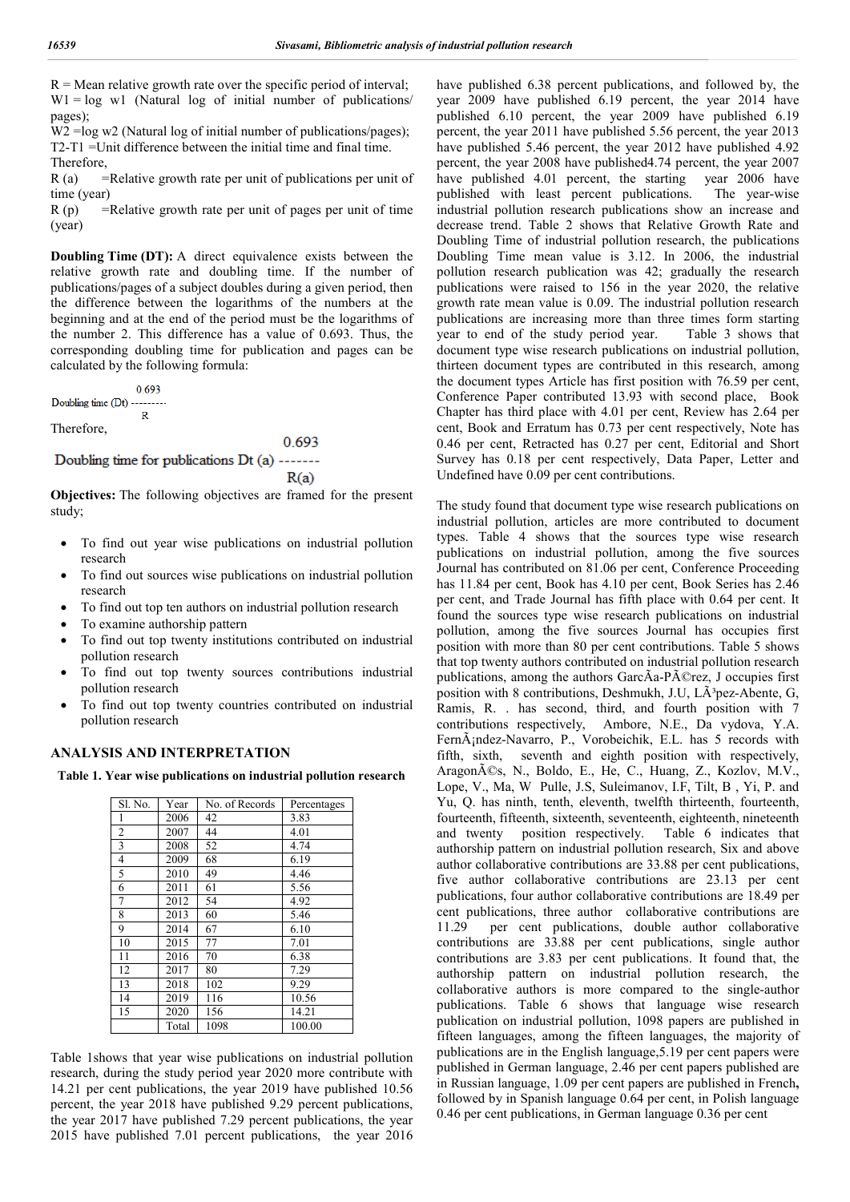R = Mean relative growth rate over the specific period of interval;
W1 = log w1 (Natural log of initial number of publications/ pages);
W2 =log w2 (Natural log of initial number of publications/pages);
T2-T1 =Unit difference between the initial time and final time.
Therefore,
R (a) =Relative growth rate per unit of publications per unit of time (year)
R (p) =Relative growth rate per unit of pages per unit of time (year)

**Doubling Time (DT):** A direct equivalence exists between the relative growth rate and doubling time. If the number of publications/pages of a subject doubles during a given period, then the difference between the logarithms of the numbers at the beginning and at the end of the period must be the logarithms of the number 2. This difference has a value of 0.693. Thus, the corresponding doubling time for publication and pages can be calculated by the following formula:

$$\text{Doubling time (Dt)} = \frac{0.693}{R}$$

Therefore,

$$\text{Doubling time for publications Dt (a)} = \frac{0.693}{R(a)}$$

**Objectives:** The following objectives are framed for the present study;

- To find out year wise publications on industrial pollution research
- To find out sources wise publications on industrial pollution research
- To find out top ten authors on industrial pollution research
- To examine authorship pattern
- To find out top twenty institutions contributed on industrial pollution research
- To find out top twenty sources contributions industrial pollution research
- To find out top twenty countries contributed on industrial pollution research

## ANALYSIS AND INTERPRETATION

**Table 1. Year wise publications on industrial pollution research**

| Sl. No. | Year | No. of Records | Percentages |
|---|---|---|---|
| 1 | 2006 | 42 | 3.83 |
| 2 | 2007 | 44 | 4.01 |
| 3 | 2008 | 52 | 4.74 |
| 4 | 2009 | 68 | 6.19 |
| 5 | 2010 | 49 | 4.46 |
| 6 | 2011 | 61 | 5.56 |
| 7 | 2012 | 54 | 4.92 |
| 8 | 2013 | 60 | 5.46 |
| 9 | 2014 | 67 | 6.10 |
| 10 | 2015 | 77 | 7.01 |
| 11 | 2016 | 70 | 6.38 |
| 12 | 2017 | 80 | 7.29 |
| 13 | 2018 | 102 | 9.29 |
| 14 | 2019 | 116 | 10.56 |
| 15 | 2020 | 156 | 14.21 |
| | Total | 1098 | 100.00 |

Table 1shows that year wise publications on industrial pollution research, during the study period year 2020 more contribute with 14.21 per cent publications, the year 2019 have published 10.56 percent, the year 2018 have published 9.29 percent publications, the year 2017 have published 7.29 percent publications, the year 2015 have published 7.01 percent publications, the year 2016 have published 6.38 percent publications, and followed by, the year 2009 have published 6.19 percent, the year 2014 have published 6.10 percent, the year 2009 have published 6.19 percent, the year 2011 have published 5.56 percent, the year 2013 have published 5.46 percent, the year 2012 have published 4.92 percent, the year 2008 have published4.74 percent, the year 2007 have published 4.01 percent, the starting year 2006 have published with least percent publications. The year-wise industrial pollution research publications show an increase and decrease trend. Table 2 shows that Relative Growth Rate and Doubling Time of industrial pollution research, the publications Doubling Time mean value is 3.12. In 2006, the industrial pollution research publication was 42; gradually the research publications were raised to 156 in the year 2020, the relative growth rate mean value is 0.09. The industrial pollution research publications are increasing more than three times form starting year to end of the study period year. Table 3 shows that document type wise research publications on industrial pollution, thirteen document types are contributed in this research, among the document types Article has first position with 76.59 per cent, Conference Paper contributed 13.93 with second place, Book Chapter has third place with 4.01 per cent, Review has 2.64 per cent, Book and Erratum has 0.73 per cent respectively, Note has 0.46 per cent, Retracted has 0.27 per cent, Editorial and Short Survey has 0.18 per cent respectively, Data Paper, Letter and Undefined have 0.09 per cent contributions.

The study found that document type wise research publications on industrial pollution, articles are more contributed to document types. Table 4 shows that the sources type wise research publications on industrial pollution, among the five sources Journal has contributed on 81.06 per cent, Conference Proceeding has 11.84 per cent, Book has 4.10 per cent, Book Series has 2.46 per cent, and Trade Journal has fifth place with 0.64 per cent. It found the sources type wise research publications on industrial pollution, among the five sources Journal has occupies first position with more than 80 per cent contributions. Table 5 shows that top twenty authors contributed on industrial pollution research publications, among the authors GarcÃa-PÃ©rez, J occupies first position with 8 contributions, Deshmukh, J.U, LÃ³pez-Abente, G, Ramis, R. . has second, third, and fourth position with 7 contributions respectively, Ambore, N.E., Da vydova, Y.A. FernÃ¡ndez-Navarro, P., Vorobeichik, E.L. has 5 records with fifth, sixth, seventh and eighth position with respectively, AragonÃ©s, N., Boldo, E., He, C., Huang, Z., Kozlov, M.V., Lope, V., Ma, W Pulle, J.S, Suleimanov, I.F, Tilt, B , Yi, P. and Yu, Q. has ninth, tenth, eleventh, twelfth thirteenth, fourteenth, fourteenth, fifteenth, sixteenth, seventeenth, eighteenth, nineteenth and twenty position respectively. Table 6 indicates that authorship pattern on industrial pollution research, Six and above author collaborative contributions are 33.88 per cent publications, five author collaborative contributions are 23.13 per cent publications, four author collaborative contributions are 18.49 per cent publications, three author collaborative contributions are 11.29 per cent publications, double author collaborative contributions are 33.88 per cent publications, single author contributions are 3.83 per cent publications. It found that, the authorship pattern on industrial pollution research, the collaborative authors is more compared to the single-author publications. Table 6 shows that language wise research publication on industrial pollution, 1098 papers are published in fifteen languages, among the fifteen languages, the majority of publications are in the English language,5.19 per cent papers were published in German language, 2.46 per cent papers published are in Russian language, 1.09 per cent papers are published in French**,** followed by in Spanish language 0.64 per cent, in Polish language 0.46 per cent publications, in German language 0.36 per cent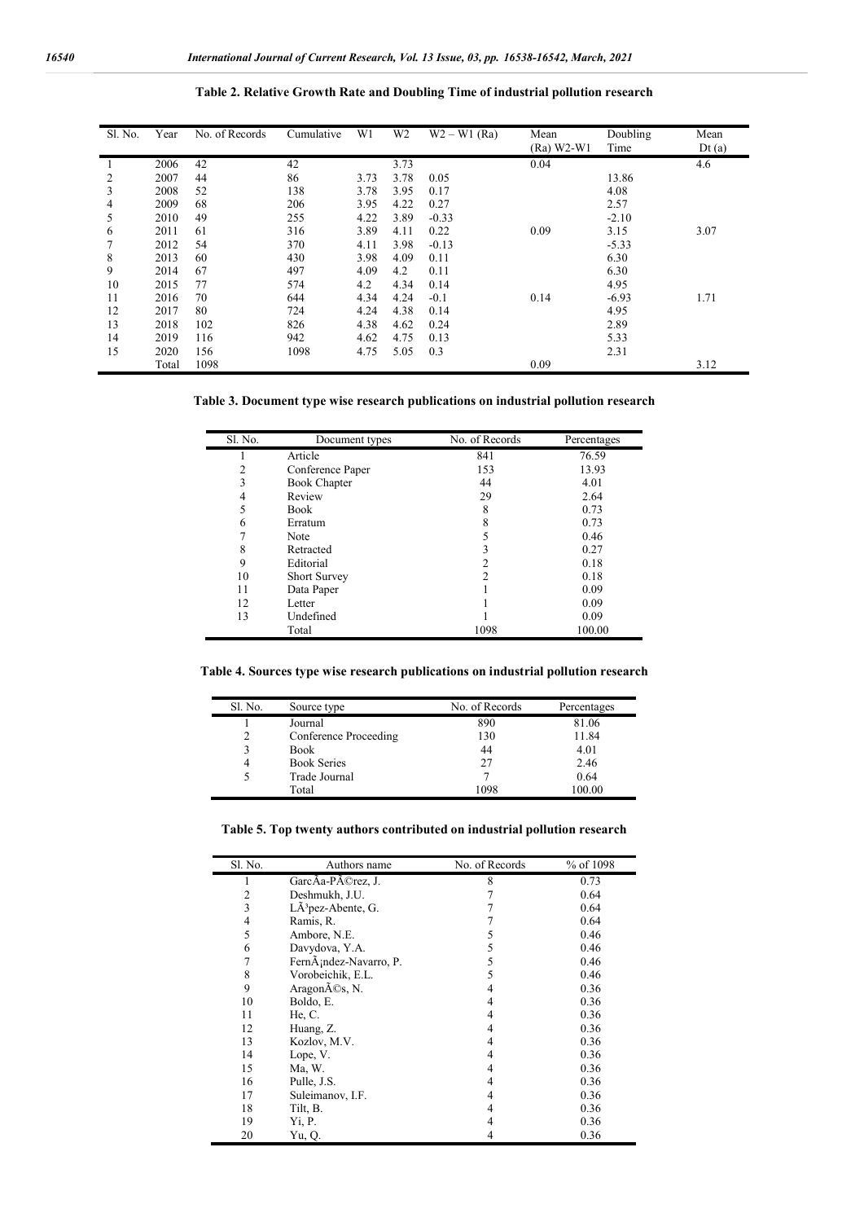**Table 2. Relative Growth Rate and Doubling Time of industrial pollution research**

| Sl. No. | Year | No. of Records | Cumulative | W1 | W2 | W2 – W1 (Ra) | Mean (Ra) W2-W1 | Doubling Time | Mean Dt (a) |
|---|---|---|---|---|---|---|---|---|---|
| 1 | 2006 | 42 | 42 | | 3.73 | | 0.04 | | 4.6 |
| 2 | 2007 | 44 | 86 | 3.73 | 3.78 | 0.05 | | 13.86 | |
| 3 | 2008 | 52 | 138 | 3.78 | 3.95 | 0.17 | | 4.08 | |
| 4 | 2009 | 68 | 206 | 3.95 | 4.22 | 0.27 | | 2.57 | |
| 5 | 2010 | 49 | 255 | 4.22 | 3.89 | -0.33 | | -2.10 | |
| 6 | 2011 | 61 | 316 | 3.89 | 4.11 | 0.22 | 0.09 | 3.15 | 3.07 |
| 7 | 2012 | 54 | 370 | 4.11 | 3.98 | -0.13 | | -5.33 | |
| 8 | 2013 | 60 | 430 | 3.98 | 4.09 | 0.11 | | 6.30 | |
| 9 | 2014 | 67 | 497 | 4.09 | 4.2 | 0.11 | | 6.30 | |
| 10 | 2015 | 77 | 574 | 4.2 | 4.34 | 0.14 | | 4.95 | |
| 11 | 2016 | 70 | 644 | 4.34 | 4.24 | -0.1 | 0.14 | -6.93 | 1.71 |
| 12 | 2017 | 80 | 724 | 4.24 | 4.38 | 0.14 | | 4.95 | |
| 13 | 2018 | 102 | 826 | 4.38 | 4.62 | 0.24 | | 2.89 | |
| 14 | 2019 | 116 | 942 | 4.62 | 4.75 | 0.13 | | 5.33 | |
| 15 | 2020 | 156 | 1098 | 4.75 | 5.05 | 0.3 | | 2.31 | |
| | Total | 1098 | | | | | 0.09 | | 3.12 |

**Table 3. Document type wise research publications on industrial pollution research**

| Sl. No. | Document types | No. of Records | Percentages |
|---|---|---|---|
| 1 | Article | 841 | 76.59 |
| 2 | Conference Paper | 153 | 13.93 |
| 3 | Book Chapter | 44 | 4.01 |
| 4 | Review | 29 | 2.64 |
| 5 | Book | 8 | 0.73 |
| 6 | Erratum | 8 | 0.73 |
| 7 | Note | 5 | 0.46 |
| 8 | Retracted | 3 | 0.27 |
| 9 | Editorial | 2 | 0.18 |
| 10 | Short Survey | 2 | 0.18 |
| 11 | Data Paper | 1 | 0.09 |
| 12 | Letter | 1 | 0.09 |
| 13 | Undefined | 1 | 0.09 |
| | Total | 1098 | 100.00 |

**Table 4. Sources type wise research publications on industrial pollution research**

| Sl. No. | Source type | No. of Records | Percentages |
|---|---|---|---|
| 1 | Journal | 890 | 81.06 |
| 2 | Conference Proceeding | 130 | 11.84 |
| 3 | Book | 44 | 4.01 |
| 4 | Book Series | 27 | 2.46 |
| 5 | Trade Journal | 7 | 0.64 |
| | Total | 1098 | 100.00 |

**Table 5. Top twenty authors contributed on industrial pollution research**

| Sl. No. | Authors name | No. of Records | % of 1098 |
|---|---|---|---|
| 1 | GarcÃa-PÃ©rez, J. | 8 | 0.73 |
| 2 | Deshmukh, J.U. | 7 | 0.64 |
| 3 | LÃ³pez-Abente, G. | 7 | 0.64 |
| 4 | Ramis, R. | 7 | 0.64 |
| 5 | Ambore, N.E. | 5 | 0.46 |
| 6 | Davydova, Y.A. | 5 | 0.46 |
| 7 | FernÃ¡ndez-Navarro, P. | 5 | 0.46 |
| 8 | Vorobeichik, E.L. | 5 | 0.46 |
| 9 | AragonÃ©s, N. | 4 | 0.36 |
| 10 | Boldo, E. | 4 | 0.36 |
| 11 | He, C. | 4 | 0.36 |
| 12 | Huang, Z. | 4 | 0.36 |
| 13 | Kozlov, M.V. | 4 | 0.36 |
| 14 | Lope, V. | 4 | 0.36 |
| 15 | Ma, W. | 4 | 0.36 |
| 16 | Pulle, J.S. | 4 | 0.36 |
| 17 | Suleimanov, I.F. | 4 | 0.36 |
| 18 | Tilt, B. | 4 | 0.36 |
| 19 | Yi, P. | 4 | 0.36 |
| 20 | Yu, Q. | 4 | 0.36 |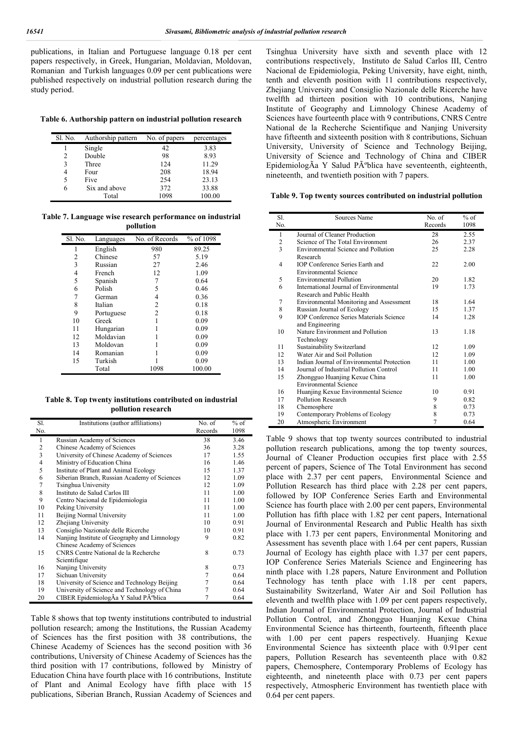publications, in Italian and Portuguese language 0.18 per cent papers respectively, in Greek, Hungarian, Moldavian, Moldovan, Romanian and Turkish languages 0.09 per cent publications were published respectively on industrial pollution research during the study period.

**Table 6. Authorship pattern on industrial pollution research**

| Sl. No. | Authorship pattern | No. of papers | percentages |
|---|---|---|---|
| 1 | Single | 42 | 3.83 |
| 2 | Double | 98 | 8.93 |
| 3 | Three | 124 | 11.29 |
| 4 | Four | 208 | 18.94 |
| 5 | Five | 254 | 23.13 |
| 6 | Six and above | 372 | 33.88 |
| | Total | 1098 | 100.00 |

**Table 7. Language wise research performance on industrial pollution**

| Sl. No. | Languages | No. of Records | % of 1098 |
|---|---|---|---|
| 1 | English | 980 | 89.25 |
| 2 | Chinese | 57 | 5.19 |
| 3 | Russian | 27 | 2.46 |
| 4 | French | 12 | 1.09 |
| 5 | Spanish | 7 | 0.64 |
| 6 | Polish | 5 | 0.46 |
| 7 | German | 4 | 0.36 |
| 8 | Italian | 2 | 0.18 |
| 9 | Portuguese | 2 | 0.18 |
| 10 | Greek | 1 | 0.09 |
| 11 | Hungarian | 1 | 0.09 |
| 12 | Moldavian | 1 | 0.09 |
| 13 | Moldovan | 1 | 0.09 |
| 14 | Romanian | 1 | 0.09 |
| 15 | Turkish | 1 | 0.09 |
| | Total | 1098 | 100.00 |

**Table 8. Top twenty institutions contributed on industrial pollution research**

| Sl. No. | Institutions (author affiliations) | No. of Records | % of 1098 |
|---|---|---|---|
| 1 | Russian Academy of Sciences | 38 | 3.46 |
| 2 | Chinese Academy of Sciences | 36 | 3.28 |
| 3 | University of Chinese Academy of Sciences | 17 | 1.55 |
| 4 | Ministry of Education China | 16 | 1.46 |
| 5 | Institute of Plant and Animal Ecology | 15 | 1.37 |
| 6 | Siberian Branch, Russian Academy of Sciences | 12 | 1.09 |
| 7 | Tsinghua University | 12 | 1.09 |
| 8 | Instituto de Salud Carlos III | 11 | 1.00 |
| 9 | Centro Nacional de Epidemiologia | 11 | 1.00 |
| 10 | Peking University | 11 | 1.00 |
| 11 | Beijing Normal University | 11 | 1.00 |
| 12 | Zhejiang University | 10 | 0.91 |
| 13 | Consiglio Nazionale delle Ricerche | 10 | 0.91 |
| 14 | Nanjing Institute of Geography and Limnology Chinese Academy of Sciences | 9 | 0.82 |
| 15 | CNRS Centre National de la Recherche Scientifique | 8 | 0.73 |
| 16 | Nanjing University | 8 | 0.73 |
| 17 | Sichuan University | 7 | 0.64 |
| 18 | University of Science and Technology Beijing | 7 | 0.64 |
| 19 | University of Science and Technology of China | 7 | 0.64 |
| 20 | CIBER EpidemiologÃa Y Salud PÃºblica | 7 | 0.64 |

Table 8 shows that top twenty institutions contributed to industrial pollution research; among the Institutions, the Russian Academy of Sciences has the first position with 38 contributions, the Chinese Academy of Sciences has the second position with 36 contributions, University of Chinese Academy of Sciences has the third position with 17 contributions, followed by Ministry of Education China have fourth place with 16 contributions, Institute of Plant and Animal Ecology have fifth place with 15 publications, Siberian Branch, Russian Academy of Sciences and Tsinghua University have sixth and seventh place with 12 contributions respectively, Instituto de Salud Carlos III, Centro Nacional de Epidemiologia, Peking University, have eight, ninth, tenth and eleventh position with 11 contributions respectively, Zhejiang University and Consiglio Nazionale delle Ricerche have twelfth ad thirteen position with 10 contributions, Nanjing Institute of Geography and Limnology Chinese Academy of Sciences have fourteenth place with 9 contributions, CNRS Centre National de la Recherche Scientifique and Nanjing University have fifteenth and sixteenth position with 8 contributions, Sichuan University, University of Science and Technology Beijing, University of Science and Technology of China and CIBER EpidemiologÃa Y Salud PÃºblica have seventeenth, eighteenth, nineteenth, and twentieth position with 7 papers.

**Table 9. Top twenty sources contributed on industrial pollution**

| Sl. No. | Sources Name | No. of Records | % of 1098 |
|---|---|---|---|
| 1 | Journal of Cleaner Production | 28 | 2.55 |
| 2 | Science of The Total Environment | 26 | 2.37 |
| 3 | Environmental Science and Pollution Research | 25 | 2.28 |
| 4 | IOP Conference Series Earth and Environmental Science | 22 | 2.00 |
| 5 | Environmental Pollution | 20 | 1.82 |
| 6 | International Journal of Environmental Research and Public Health | 19 | 1.73 |
| 7 | Environmental Monitoring and Assessment | 18 | 1.64 |
| 8 | Russian Journal of Ecology | 15 | 1.37 |
| 9 | IOP Conference Series Materials Science and Engineering | 14 | 1.28 |
| 10 | Nature Environment and Pollution Technology | 13 | 1.18 |
| 11 | Sustainability Switzerland | 12 | 1.09 |
| 12 | Water Air and Soil Pollution | 12 | 1.09 |
| 13 | Indian Journal of Environmental Protection | 11 | 1.00 |
| 14 | Journal of Industrial Pollution Control | 11 | 1.00 |
| 15 | Zhongguo Huanjing Kexue China Environmental Science | 11 | 1.00 |
| 16 | Huanjing Kexue Environmental Science | 10 | 0.91 |
| 17 | Pollution Research | 9 | 0.82 |
| 18 | Chemosphere | 8 | 0.73 |
| 19 | Contemporary Problems of Ecology | 8 | 0.73 |
| 20 | Atmospheric Environment | 7 | 0.64 |

Table 9 shows that top twenty sources contributed to industrial pollution research publications, among the top twenty sources, Journal of Cleaner Production occupies first place with 2.55 percent of papers, Science of The Total Environment has second place with 2.37 per cent papers, Environmental Science and Pollution Research has third place with 2.28 per cent papers, followed by IOP Conference Series Earth and Environmental Science has fourth place with 2.00 per cent papers, Environmental Pollution has fifth place with 1.82 per cent papers, International Journal of Environmental Research and Public Health has sixth place with 1.73 per cent papers, Environmental Monitoring and Assessment has seventh place with 1.64 per cent papers, Russian Journal of Ecology has eighth place with 1.37 per cent papers, IOP Conference Series Materials Science and Engineering has ninth place with 1.28 papers, Nature Environment and Pollution Technology has tenth place with 1.18 per cent papers, Sustainability Switzerland, Water Air and Soil Pollution has eleventh and twelfth place with 1.09 per cent papers respectively, Indian Journal of Environmental Protection, Journal of Industrial Pollution Control, and Zhongguo Huanjing Kexue China Environmental Science has thirteenth, fourteenth, fifteenth place with 1.00 per cent papers respectively. Huanjing Kexue Environmental Science has sixteenth place with 0.91per cent papers, Pollution Research has seventeenth place with 0.82 papers, Chemosphere, Contemporary Problems of Ecology has eighteenth, and nineteenth place with 0.73 per cent papers respectively, Atmospheric Environment has twentieth place with 0.64 per cent papers.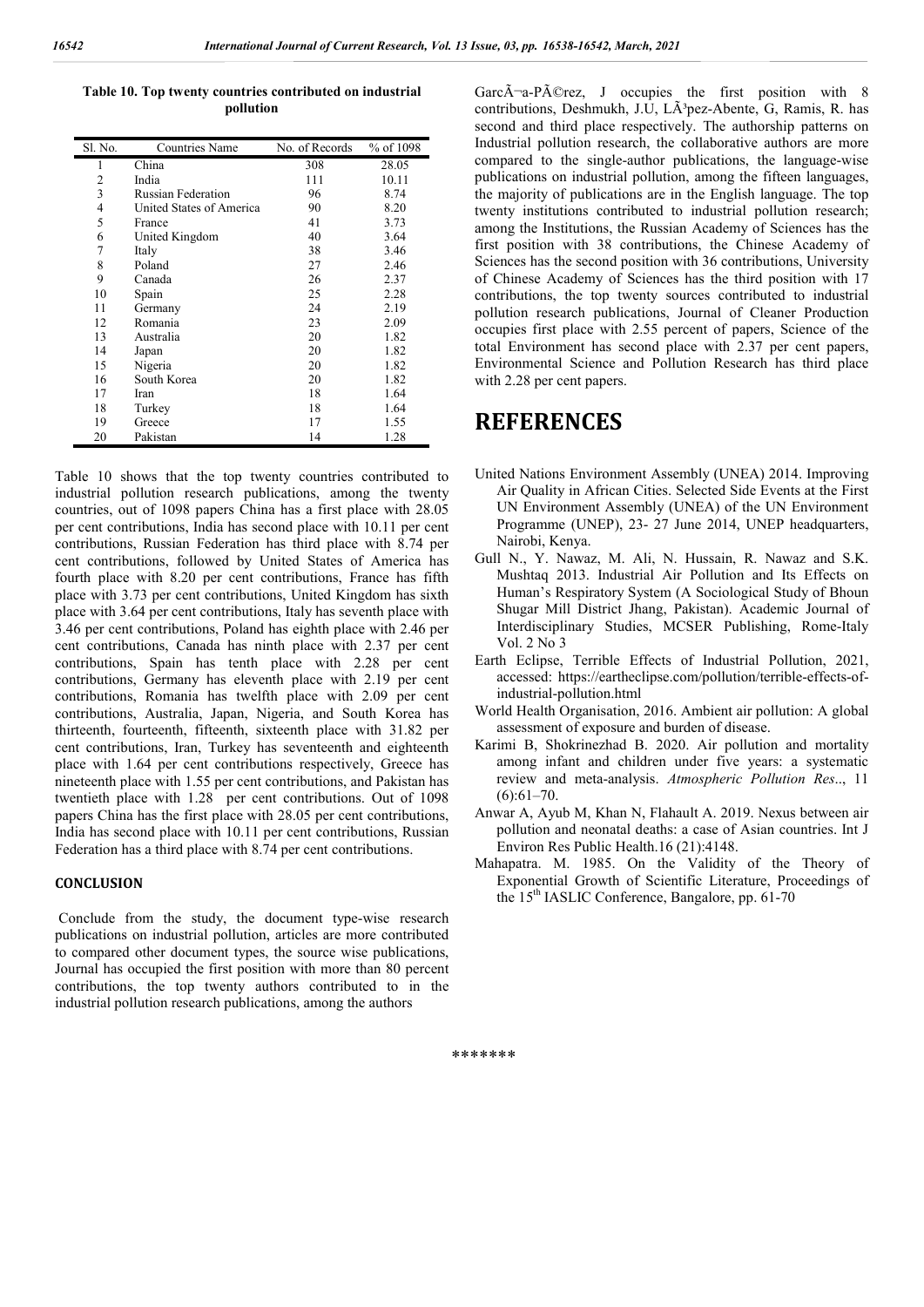**Table 10. Top twenty countries contributed on industrial pollution**

| Sl. No. | Countries Name | No. of Records | % of 1098 |
|---|---|---|---|
| 1 | China | 308 | 28.05 |
| 2 | India | 111 | 10.11 |
| 3 | Russian Federation | 96 | 8.74 |
| 4 | United States of America | 90 | 8.20 |
| 5 | France | 41 | 3.73 |
| 6 | United Kingdom | 40 | 3.64 |
| 7 | Italy | 38 | 3.46 |
| 8 | Poland | 27 | 2.46 |
| 9 | Canada | 26 | 2.37 |
| 10 | Spain | 25 | 2.28 |
| 11 | Germany | 24 | 2.19 |
| 12 | Romania | 23 | 2.09 |
| 13 | Australia | 20 | 1.82 |
| 14 | Japan | 20 | 1.82 |
| 15 | Nigeria | 20 | 1.82 |
| 16 | South Korea | 20 | 1.82 |
| 17 | Iran | 18 | 1.64 |
| 18 | Turkey | 18 | 1.64 |
| 19 | Greece | 17 | 1.55 |
| 20 | Pakistan | 14 | 1.28 |

Table 10 shows that the top twenty countries contributed to industrial pollution research publications, among the twenty countries, out of 1098 papers China has a first place with 28.05 per cent contributions, India has second place with 10.11 per cent contributions, Russian Federation has third place with 8.74 per cent contributions, followed by United States of America has fourth place with 8.20 per cent contributions, France has fifth place with 3.73 per cent contributions, United Kingdom has sixth place with 3.64 per cent contributions, Italy has seventh place with 3.46 per cent contributions, Poland has eighth place with 2.46 per cent contributions, Canada has ninth place with 2.37 per cent contributions, Spain has tenth place with 2.28 per cent contributions, Germany has eleventh place with 2.19 per cent contributions, Romania has twelfth place with 2.09 per cent contributions, Australia, Japan, Nigeria, and South Korea has thirteenth, fourteenth, fifteenth, sixteenth place with 31.82 per cent contributions, Iran, Turkey has seventeenth and eighteenth place with 1.64 per cent contributions respectively, Greece has nineteenth place with 1.55 per cent contributions, and Pakistan has twentieth place with 1.28 per cent contributions. Out of 1098 papers China has the first place with 28.05 per cent contributions, India has second place with 10.11 per cent contributions, Russian Federation has a third place with 8.74 per cent contributions.

## CONCLUSION

Conclude from the study, the document type-wise research publications on industrial pollution, articles are more contributed to compared other document types, the source wise publications, Journal has occupied the first position with more than 80 percent contributions, the top twenty authors contributed to in the industrial pollution research publications, among the authors GarcÃ¬a-PÃ©rez, J occupies the first position with 8 contributions, Deshmukh, J.U, LÃ³pez-Abente, G, Ramis, R. has second and third place respectively. The authorship patterns on Industrial pollution research, the collaborative authors are more compared to the single-author publications, the language-wise publications on industrial pollution, among the fifteen languages, the majority of publications are in the English language. The top twenty institutions contributed to industrial pollution research; among the Institutions, the Russian Academy of Sciences has the first position with 38 contributions, the Chinese Academy of Sciences has the second position with 36 contributions, University of Chinese Academy of Sciences has the third position with 17 contributions, the top twenty sources contributed to industrial pollution research publications, Journal of Cleaner Production occupies first place with 2.55 percent of papers, Science of the total Environment has second place with 2.37 per cent papers, Environmental Science and Pollution Research has third place with 2.28 per cent papers.

# REFERENCES

United Nations Environment Assembly (UNEA) 2014. Improving Air Quality in African Cities. Selected Side Events at the First UN Environment Assembly (UNEA) of the UN Environment Programme (UNEP), 23- 27 June 2014, UNEP headquarters, Nairobi, Kenya.

Gull N., Y. Nawaz, M. Ali, N. Hussain, R. Nawaz and S.K. Mushtaq 2013. Industrial Air Pollution and Its Effects on Human's Respiratory System (A Sociological Study of Bhoun Shugar Mill District Jhang, Pakistan). Academic Journal of Interdisciplinary Studies, MCSER Publishing, Rome-Italy Vol. 2 No 3

Earth Eclipse, Terrible Effects of Industrial Pollution, 2021, accessed: https://eartheclipse.com/pollution/terrible-effects-of-industrial-pollution.html

World Health Organisation, 2016. Ambient air pollution: A global assessment of exposure and burden of disease.

Karimi B, Shokrinezhad B. 2020. Air pollution and mortality among infant and children under five years: a systematic review and meta-analysis. *Atmospheric Pollution Res*.., 11 (6):61–70.

Anwar A, Ayub M, Khan N, Flahault A. 2019. Nexus between air pollution and neonatal deaths: a case of Asian countries. Int J Environ Res Public Health.16 (21):4148.

Mahapatra. M. 1985. On the Validity of the Theory of Exponential Growth of Scientific Literature, Proceedings of the 15th IASLIC Conference, Bangalore, pp. 61-70

*******